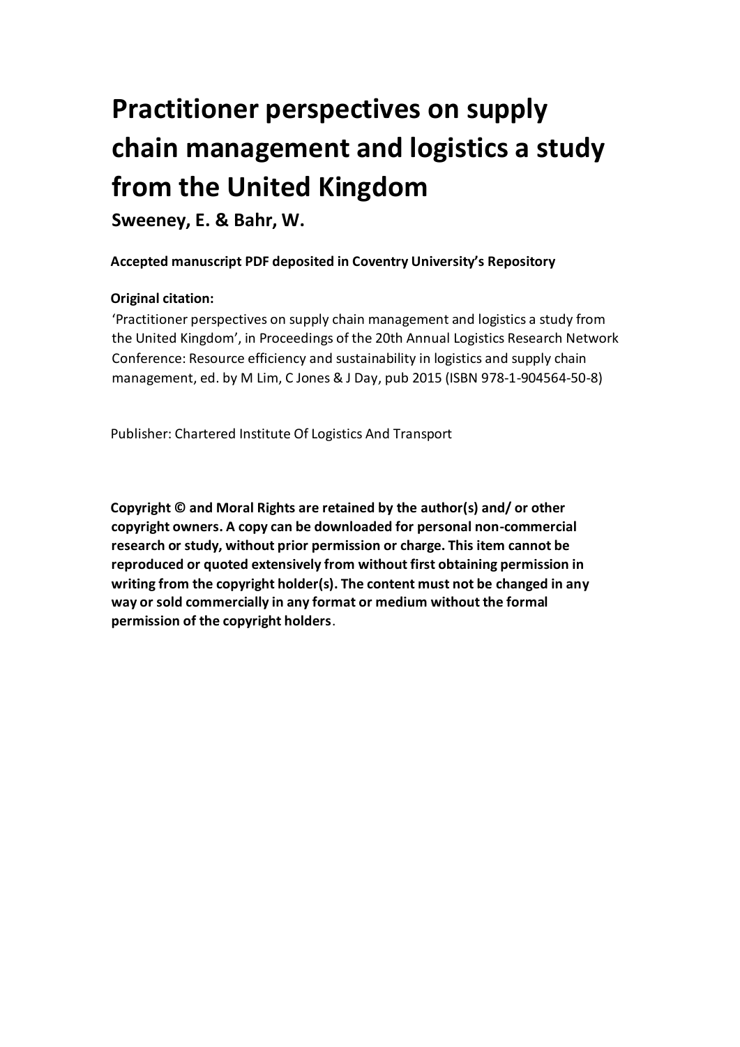# Practitioner perspectives on supply chain management and logistics a study from the United Kingdom

**Sweeney, E. & Bahr, W.**

**Accepted manuscript PDF deposited in Coventry University's Repository**

**Original citation:**

'Practitioner perspectives on supply chain management and logistics a study from the United Kingdom', in Proceedings of the 20th Annual Logistics Research Network Conference: Resource efficiency and sustainability in logistics and supply chain management, ed. by M Lim, C Jones & J Day, pub 2015 (ISBN 978-1-904564-50-8)

Publisher: Chartered Institute Of Logistics And Transport

**Copyright © and Moral Rights are retained by the author(s) and/ or other copyright owners. A copy can be downloaded for personal non-commercial research or study, without prior permission or charge. This item cannot be reproduced or quoted extensively from without first obtaining permission in writing from the copyright holder(s). The content must not be changed in any way or sold commercially in any format or medium without the formal permission of the copyright holders**.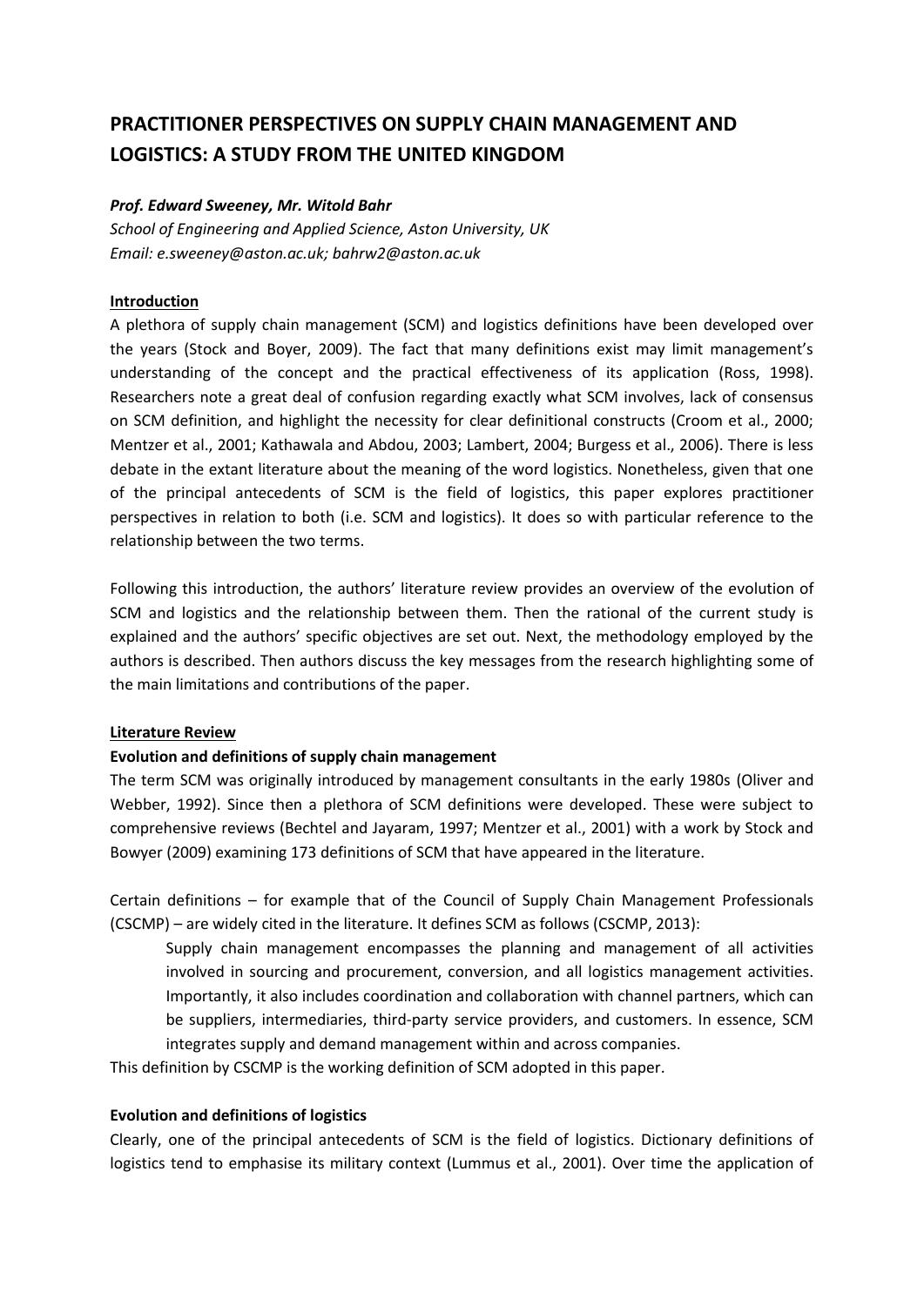# PRACTITIONER PERSPECTIVES ON SUPPLY CHAIN MANAGEMENT AND LOGISTICS: A STUDY FROM THE UNITED KINGDOM

***Prof. Edward Sweeney, Mr. Witold Bahr***

*School of Engineering and Applied Science, Aston University, UK*
*Email: e.sweeney@aston.ac.uk; bahrw2@aston.ac.uk*

## Introduction

A plethora of supply chain management (SCM) and logistics definitions have been developed over the years (Stock and Boyer, 2009). The fact that many definitions exist may limit management's understanding of the concept and the practical effectiveness of its application (Ross, 1998). Researchers note a great deal of confusion regarding exactly what SCM involves, lack of consensus on SCM definition, and highlight the necessity for clear definitional constructs (Croom et al., 2000; Mentzer et al., 2001; Kathawala and Abdou, 2003; Lambert, 2004; Burgess et al., 2006). There is less debate in the extant literature about the meaning of the word logistics. Nonetheless, given that one of the principal antecedents of SCM is the field of logistics, this paper explores practitioner perspectives in relation to both (i.e. SCM and logistics). It does so with particular reference to the relationship between the two terms.

Following this introduction, the authors' literature review provides an overview of the evolution of SCM and logistics and the relationship between them. Then the rational of the current study is explained and the authors' specific objectives are set out. Next, the methodology employed by the authors is described. Then authors discuss the key messages from the research highlighting some of the main limitations and contributions of the paper.

## Literature Review

### Evolution and definitions of supply chain management

The term SCM was originally introduced by management consultants in the early 1980s (Oliver and Webber, 1992). Since then a plethora of SCM definitions were developed. These were subject to comprehensive reviews (Bechtel and Jayaram, 1997; Mentzer et al., 2001) with a work by Stock and Bowyer (2009) examining 173 definitions of SCM that have appeared in the literature.

Certain definitions – for example that of the Council of Supply Chain Management Professionals (CSCMP) – are widely cited in the literature. It defines SCM as follows (CSCMP, 2013):

> Supply chain management encompasses the planning and management of all activities involved in sourcing and procurement, conversion, and all logistics management activities. Importantly, it also includes coordination and collaboration with channel partners, which can be suppliers, intermediaries, third-party service providers, and customers. In essence, SCM integrates supply and demand management within and across companies.

This definition by CSCMP is the working definition of SCM adopted in this paper.

### Evolution and definitions of logistics

Clearly, one of the principal antecedents of SCM is the field of logistics. Dictionary definitions of logistics tend to emphasise its military context (Lummus et al., 2001). Over time the application of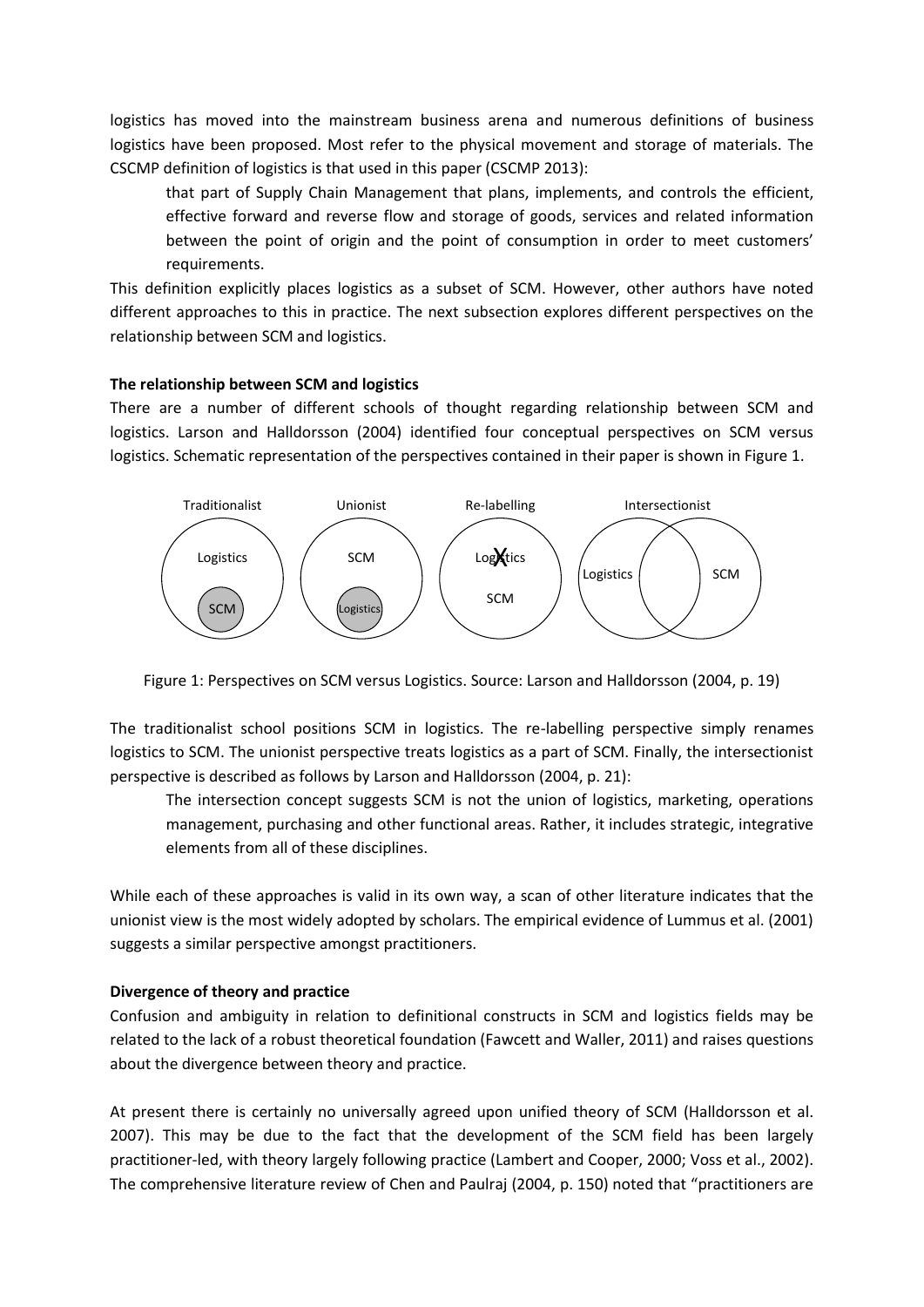logistics has moved into the mainstream business arena and numerous definitions of business logistics have been proposed. Most refer to the physical movement and storage of materials. The CSCMP definition of logistics is that used in this paper (CSCMP 2013):

> that part of Supply Chain Management that plans, implements, and controls the efficient, effective forward and reverse flow and storage of goods, services and related information between the point of origin and the point of consumption in order to meet customers' requirements.

This definition explicitly places logistics as a subset of SCM. However, other authors have noted different approaches to this in practice. The next subsection explores different perspectives on the relationship between SCM and logistics.

**The relationship between SCM and logistics**

There are a number of different schools of thought regarding relationship between SCM and logistics. Larson and Halldorsson (2004) identified four conceptual perspectives on SCM versus logistics. Schematic representation of the perspectives contained in their paper is shown in Figure 1.

Traditionalist | Unionist | Re-labelling | Intersectionist

Logistics / SCM | SCM / Logistics | Logistics (X) / SCM | Logistics / SCM

Figure 1: Perspectives on SCM versus Logistics. Source: Larson and Halldorsson (2004, p. 19)

The traditionalist school positions SCM in logistics. The re-labelling perspective simply renames logistics to SCM. The unionist perspective treats logistics as a part of SCM. Finally, the intersectionist perspective is described as follows by Larson and Halldorsson (2004, p. 21):

> The intersection concept suggests SCM is not the union of logistics, marketing, operations management, purchasing and other functional areas. Rather, it includes strategic, integrative elements from all of these disciplines.

While each of these approaches is valid in its own way, a scan of other literature indicates that the unionist view is the most widely adopted by scholars. The empirical evidence of Lummus et al. (2001) suggests a similar perspective amongst practitioners.

**Divergence of theory and practice**

Confusion and ambiguity in relation to definitional constructs in SCM and logistics fields may be related to the lack of a robust theoretical foundation (Fawcett and Waller, 2011) and raises questions about the divergence between theory and practice.

At present there is certainly no universally agreed upon unified theory of SCM (Halldorsson et al. 2007). This may be due to the fact that the development of the SCM field has been largely practitioner-led, with theory largely following practice (Lambert and Cooper, 2000; Voss et al., 2002). The comprehensive literature review of Chen and Paulraj (2004, p. 150) noted that "practitioners are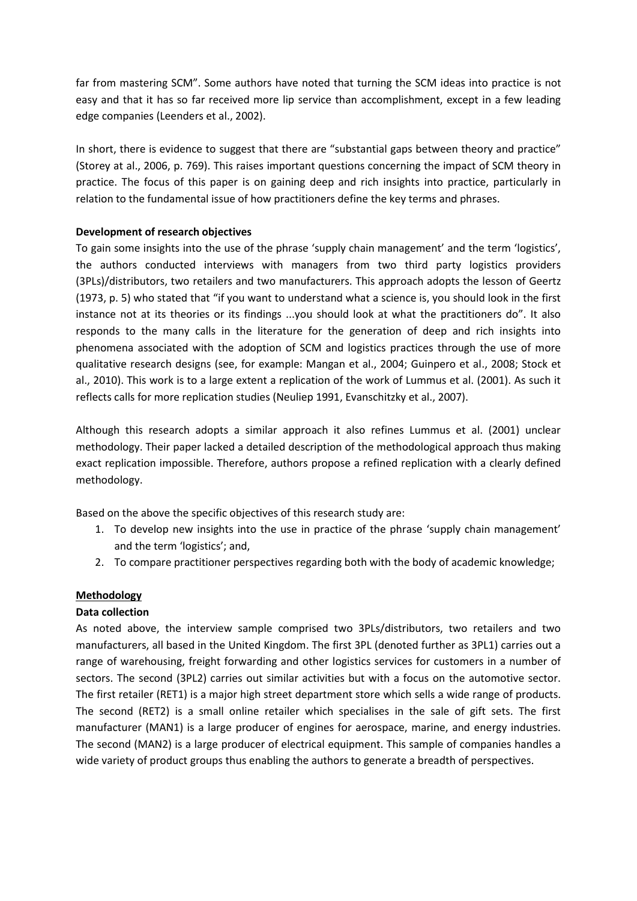far from mastering SCM". Some authors have noted that turning the SCM ideas into practice is not easy and that it has so far received more lip service than accomplishment, except in a few leading edge companies (Leenders et al., 2002).

In short, there is evidence to suggest that there are "substantial gaps between theory and practice" (Storey at al., 2006, p. 769). This raises important questions concerning the impact of SCM theory in practice. The focus of this paper is on gaining deep and rich insights into practice, particularly in relation to the fundamental issue of how practitioners define the key terms and phrases.

**Development of research objectives**

To gain some insights into the use of the phrase 'supply chain management' and the term 'logistics', the authors conducted interviews with managers from two third party logistics providers (3PLs)/distributors, two retailers and two manufacturers. This approach adopts the lesson of Geertz (1973, p. 5) who stated that "if you want to understand what a science is, you should look in the first instance not at its theories or its findings ...you should look at what the practitioners do". It also responds to the many calls in the literature for the generation of deep and rich insights into phenomena associated with the adoption of SCM and logistics practices through the use of more qualitative research designs (see, for example: Mangan et al., 2004; Guinpero et al., 2008; Stock et al., 2010). This work is to a large extent a replication of the work of Lummus et al. (2001). As such it reflects calls for more replication studies (Neuliep 1991, Evanschitzky et al., 2007).

Although this research adopts a similar approach it also refines Lummus et al. (2001) unclear methodology. Their paper lacked a detailed description of the methodological approach thus making exact replication impossible. Therefore, authors propose a refined replication with a clearly defined methodology.

Based on the above the specific objectives of this research study are:

1. To develop new insights into the use in practice of the phrase 'supply chain management' and the term 'logistics'; and,
2. To compare practitioner perspectives regarding both with the body of academic knowledge;

## Methodology

**Data collection**

As noted above, the interview sample comprised two 3PLs/distributors, two retailers and two manufacturers, all based in the United Kingdom. The first 3PL (denoted further as 3PL1) carries out a range of warehousing, freight forwarding and other logistics services for customers in a number of sectors. The second (3PL2) carries out similar activities but with a focus on the automotive sector. The first retailer (RET1) is a major high street department store which sells a wide range of products. The second (RET2) is a small online retailer which specialises in the sale of gift sets. The first manufacturer (MAN1) is a large producer of engines for aerospace, marine, and energy industries. The second (MAN2) is a large producer of electrical equipment. This sample of companies handles a wide variety of product groups thus enabling the authors to generate a breadth of perspectives.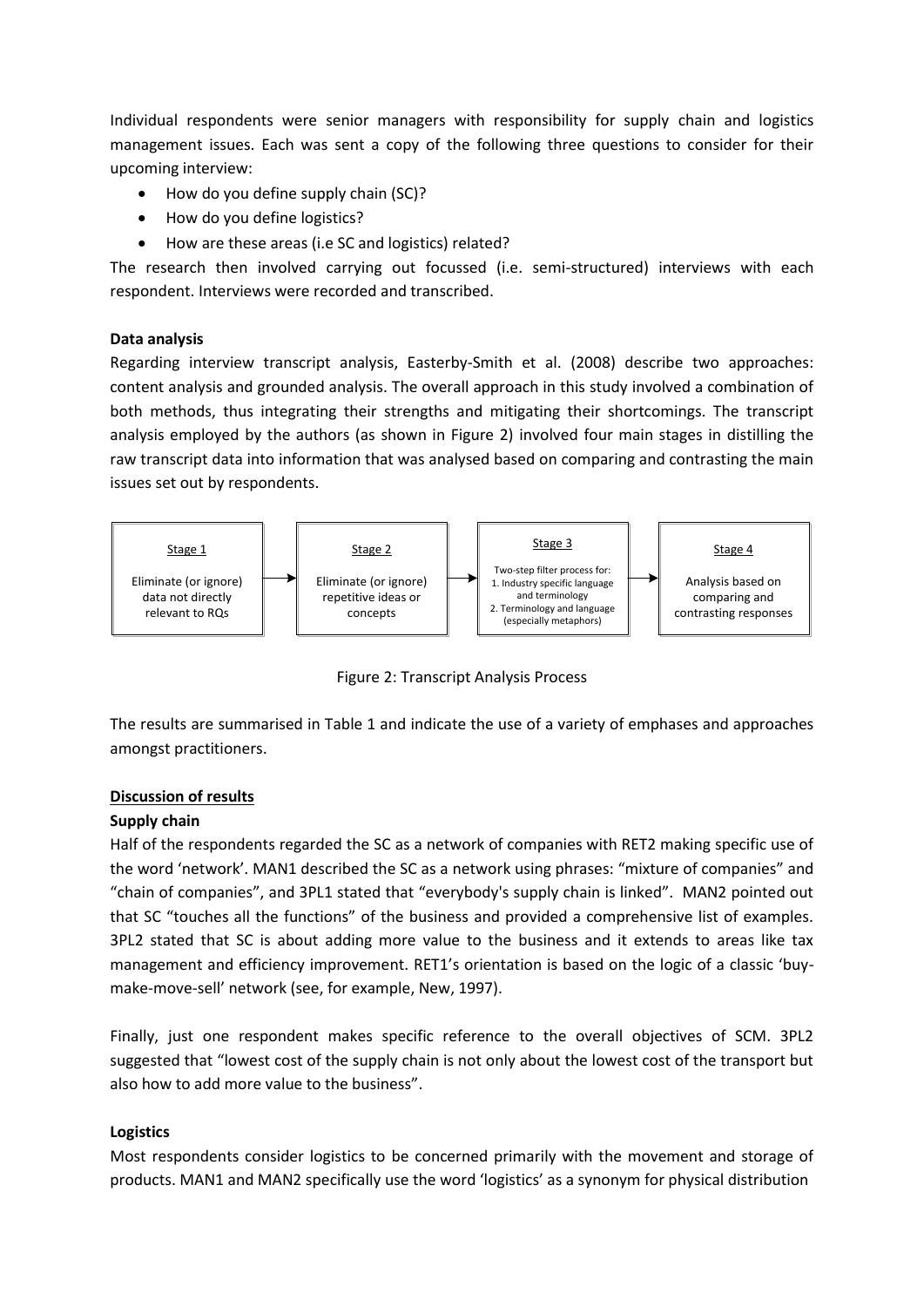Individual respondents were senior managers with responsibility for supply chain and logistics management issues. Each was sent a copy of the following three questions to consider for their upcoming interview:

- How do you define supply chain (SC)?
- How do you define logistics?
- How are these areas (i.e SC and logistics) related?

The research then involved carrying out focussed (i.e. semi-structured) interviews with each respondent. Interviews were recorded and transcribed.

**Data analysis**

Regarding interview transcript analysis, Easterby-Smith et al. (2008) describe two approaches: content analysis and grounded analysis. The overall approach in this study involved a combination of both methods, thus integrating their strengths and mitigating their shortcomings. The transcript analysis employed by the authors (as shown in Figure 2) involved four main stages in distilling the raw transcript data into information that was analysed based on comparing and contrasting the main issues set out by respondents.

Stage 1: Eliminate (or ignore) data not directly relevant to RQs → Stage 2: Eliminate (or ignore) repetitive ideas or concepts → Stage 3: Two-step filter process for: 1. Industry specific language and terminology 2. Terminology and language (especially metaphors) → Stage 4: Analysis based on comparing and contrasting responses

Figure 2: Transcript Analysis Process

The results are summarised in Table 1 and indicate the use of a variety of emphases and approaches amongst practitioners.

## Discussion of results

### Supply chain

Half of the respondents regarded the SC as a network of companies with RET2 making specific use of the word 'network'. MAN1 described the SC as a network using phrases: "mixture of companies" and "chain of companies", and 3PL1 stated that "everybody's supply chain is linked". MAN2 pointed out that SC "touches all the functions" of the business and provided a comprehensive list of examples. 3PL2 stated that SC is about adding more value to the business and it extends to areas like tax management and efficiency improvement. RET1's orientation is based on the logic of a classic 'buy-make-move-sell' network (see, for example, New, 1997).

Finally, just one respondent makes specific reference to the overall objectives of SCM. 3PL2 suggested that "lowest cost of the supply chain is not only about the lowest cost of the transport but also how to add more value to the business".

### Logistics

Most respondents consider logistics to be concerned primarily with the movement and storage of products. MAN1 and MAN2 specifically use the word 'logistics' as a synonym for physical distribution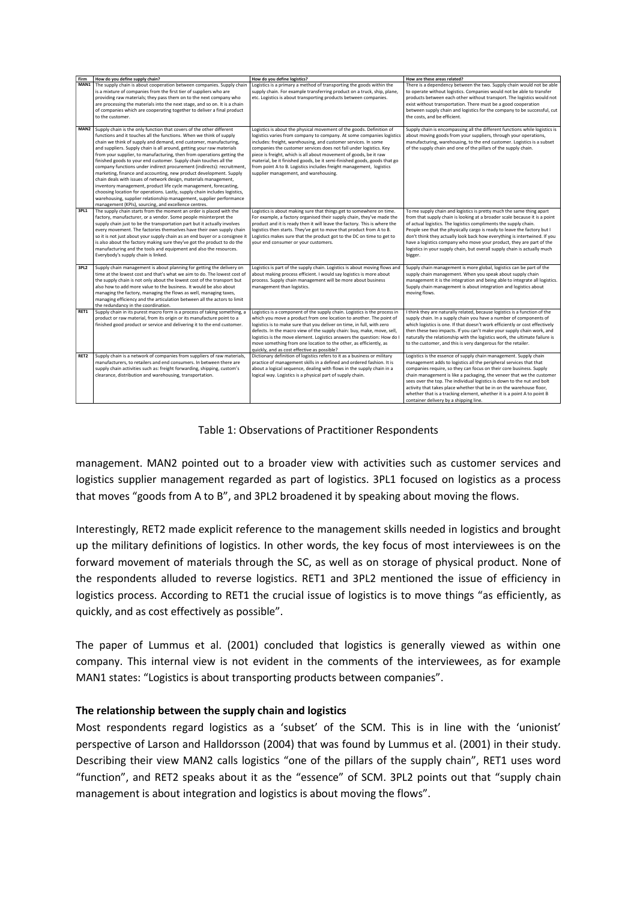| Firm | How do you define supply chain? | How do you define logistics? | How are these areas related? |
|---|---|---|---|
| MAN1 | The supply chain is about cooperation between companies. Supply chain is a mixture of companies from the first tier of suppliers who are providing raw materials; they pass them on to the next company who are processing the materials into the next stage, and so on. It is a chain of companies which are cooperating together to deliver a final product to the customer. | Logistics is a primary a method of transporting the goods within the supply chain. For example transferring product on a truck, ship, plane, etc. Logistics is about transporting products between companies. | There is a dependency between the two. Supply chain would not be able to operate without logistics. Companies would not be able to transfer products between each other without transport. The logistics would not exist without transportation. There must be a good cooperation between supply chain and logistics for the company to be successful, cut the costs, and be efficient. |
| MAN2 | Supply chain is the only function that covers of the other different functions and it touches all the functions. When we think of supply chain we think of supply and demand, end customer, manufacturing, and suppliers. Supply chain is all around, getting your raw materials from your supplier, to manufacturing, then from operations getting the finished goods to your end customer. Supply chain touches all the company functions under indirect procurement (indirects): recruitment, marketing, finance and accounting, new product development. Supply chain deals with issues of network design, materials management, inventory management, product life cycle management, forecasting, choosing location for operations. Lastly, supply chain includes logistics, warehousing, supplier relationship management, supplier performance management (KPIs), sourcing, and excellence centres. | Logistics is about the physical movement of the goods. Definition of logistics varies from company to company. At some companies logistics includes: freight, warehousing, and customer services. In some companies the customer services does not fall under logistics. Key piece is freight, which is all about movement of goods, be it raw material, be it finished goods, be it semi-finished goods, goods that go from point A to B. Logistics includes freight management, logistics supplier management, and warehousing. | Supply chain is encompassing all the different functions while logistics is about moving goods from your suppliers, through your operations, manufacturing, warehousing, to the end customer. Logistics is a subset of the supply chain and one of the pillars of the supply chain. |
| 3PL1 | The supply chain starts from the moment an order is placed with the factory, manufacturer, or a vendor. Some people misinterpret the supply chain just to be the transportation part but it actually involves every movement. The factories themselves have their own supply chain so it is not just about your supply chain as an end buyer or a consignee it is also about the factory making sure they've got the product to do the manufacturing and the tools and equipment and also the resources. Everybody's supply chain is linked. | Logistics is about making sure that things get to somewhere on time. For example, a factory organised their supply chain, they've made the product and it is ready then it will leave the factory. This is where the logistics then starts. They've got to move that product from A to B. Logistics makes sure that the product got to the DC on time to get to your end consumer or your customers. | To me supply chain and logistics is pretty much the same thing apart from that supply chain is looking at a broader scale because it is a point of actual logistics. The logistics compliments the supply chain. People see that the physically cargo is ready to leave the factory but I don't think they actually look back how everything is intertwined. If you have a logistics company who move your product, they are part of the logistics in your supply chain, but overall supply chain is actually much bigger. |
| 3PL2 | Supply chain management is about planning for getting the delivery on time at the lowest cost and that's what we aim to do. The lowest cost of the supply chain is not only about the lowest cost of the transport but also how to add more value to the business. It would be also about managing the factory, managing the flows as well, managing taxes, managing efficiency and the articulation between all the actors to limit the redundancy in the coordination. | Logistics is part of the supply chain. Logistics is about moving flows and about making process efficient. I would say logistics is more about process. Supply chain management will be more about business management than logistics. | Supply chain management is more global, logistics can be part of the supply chain management. When you speak about supply chain management it is the integration and being able to integrate all logistics. Supply chain management is about integration and logistics about moving flows. |
| RET1 | Supply chain in its purest macro form is a process of taking something, a product or raw material, from its origin or its manufacture point to a finished good product or service and delivering it to the end customer. | Logistics is a component of the supply chain. Logistics is the process in which you move a product from one location to another. The point of logistics is to make sure that you deliver on time, in full, with zero defects. In the macro view of the supply chain: buy, make, move, sell, logistics is the move element. Logistics answers the question: How do I move something from one location to the other, as efficiently, as quickly, and as cost effective as possible? | I think they are naturally related, because logistics is a function of the supply chain. In a supply chain you have a number of components of which logistics is one. If that doesn't work efficiently or cost effectively then these two impacts. If you can't make your supply chain work, and naturally the relationship with the logistics work, the ultimate failure is to the customer, and this is very dangerous for the retailer. |
| RET2 | Supply chain is a network of companies from suppliers of raw materials, manufacturers, to retailers and end consumers. In between there are supply chain activities such as: freight forwarding, shipping, custom's clearance, distribution and warehousing, transportation. | Dictionary definition of logistics refers to it as a business or military practice of management skills in a defined and ordered fashion. It is about a logical sequence, dealing with flows in the supply chain in a logical way. Logistics is a physical part of supply chain. | Logistics is the essence of supply chain management. Supply chain management adds to logistics all the peripheral services that that companies require, so they can focus on their core business. Supply chain management is like a packaging, the veneer that we the customer sees over the top. The individual logistics is down to the nut and bolt activity that takes place whether that be in on the warehouse floor, whether that is a tracking element, whether it is a point A to point B container delivery by a shipping line. |

Table 1: Observations of Practitioner Respondents

management. MAN2 pointed out to a broader view with activities such as customer services and logistics supplier management regarded as part of logistics. 3PL1 focused on logistics as a process that moves "goods from A to B", and 3PL2 broadened it by speaking about moving the flows.

Interestingly, RET2 made explicit reference to the management skills needed in logistics and brought up the military definitions of logistics. In other words, the key focus of most interviewees is on the forward movement of materials through the SC, as well as on storage of physical product. None of the respondents alluded to reverse logistics. RET1 and 3PL2 mentioned the issue of efficiency in logistics process. According to RET1 the crucial issue of logistics is to move things "as efficiently, as quickly, and as cost effectively as possible".

The paper of Lummus et al. (2001) concluded that logistics is generally viewed as within one company. This internal view is not evident in the comments of the interviewees, as for example MAN1 states: "Logistics is about transporting products between companies".

**The relationship between the supply chain and logistics**

Most respondents regard logistics as a 'subset' of the SCM. This is in line with the 'unionist' perspective of Larson and Halldorsson (2004) that was found by Lummus et al. (2001) in their study. Describing their view MAN2 calls logistics "one of the pillars of the supply chain", RET1 uses word "function", and RET2 speaks about it as the "essence" of SCM. 3PL2 points out that "supply chain management is about integration and logistics is about moving the flows".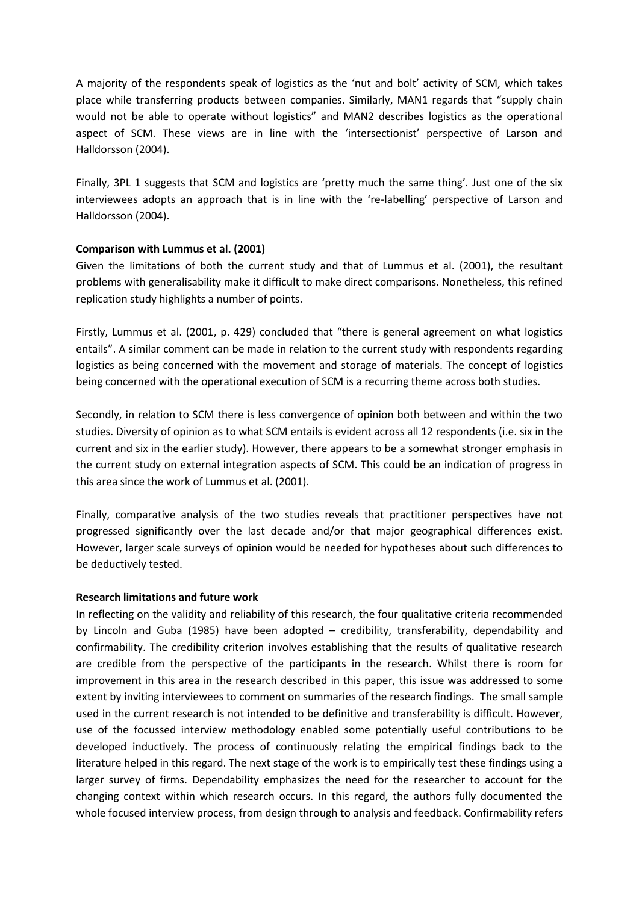A majority of the respondents speak of logistics as the 'nut and bolt' activity of SCM, which takes place while transferring products between companies. Similarly, MAN1 regards that "supply chain would not be able to operate without logistics" and MAN2 describes logistics as the operational aspect of SCM. These views are in line with the 'intersectionist' perspective of Larson and Halldorsson (2004).

Finally, 3PL 1 suggests that SCM and logistics are 'pretty much the same thing'. Just one of the six interviewees adopts an approach that is in line with the 're-labelling' perspective of Larson and Halldorsson (2004).

**Comparison with Lummus et al. (2001)**

Given the limitations of both the current study and that of Lummus et al. (2001), the resultant problems with generalisability make it difficult to make direct comparisons. Nonetheless, this refined replication study highlights a number of points.

Firstly, Lummus et al. (2001, p. 429) concluded that "there is general agreement on what logistics entails". A similar comment can be made in relation to the current study with respondents regarding logistics as being concerned with the movement and storage of materials. The concept of logistics being concerned with the operational execution of SCM is a recurring theme across both studies.

Secondly, in relation to SCM there is less convergence of opinion both between and within the two studies. Diversity of opinion as to what SCM entails is evident across all 12 respondents (i.e. six in the current and six in the earlier study). However, there appears to be a somewhat stronger emphasis in the current study on external integration aspects of SCM. This could be an indication of progress in this area since the work of Lummus et al. (2001).

Finally, comparative analysis of the two studies reveals that practitioner perspectives have not progressed significantly over the last decade and/or that major geographical differences exist. However, larger scale surveys of opinion would be needed for hypotheses about such differences to be deductively tested.

**Research limitations and future work**

In reflecting on the validity and reliability of this research, the four qualitative criteria recommended by Lincoln and Guba (1985) have been adopted – credibility, transferability, dependability and confirmability. The credibility criterion involves establishing that the results of qualitative research are credible from the perspective of the participants in the research. Whilst there is room for improvement in this area in the research described in this paper, this issue was addressed to some extent by inviting interviewees to comment on summaries of the research findings. The small sample used in the current research is not intended to be definitive and transferability is difficult. However, use of the focussed interview methodology enabled some potentially useful contributions to be developed inductively. The process of continuously relating the empirical findings back to the literature helped in this regard. The next stage of the work is to empirically test these findings using a larger survey of firms. Dependability emphasizes the need for the researcher to account for the changing context within which research occurs. In this regard, the authors fully documented the whole focused interview process, from design through to analysis and feedback. Confirmability refers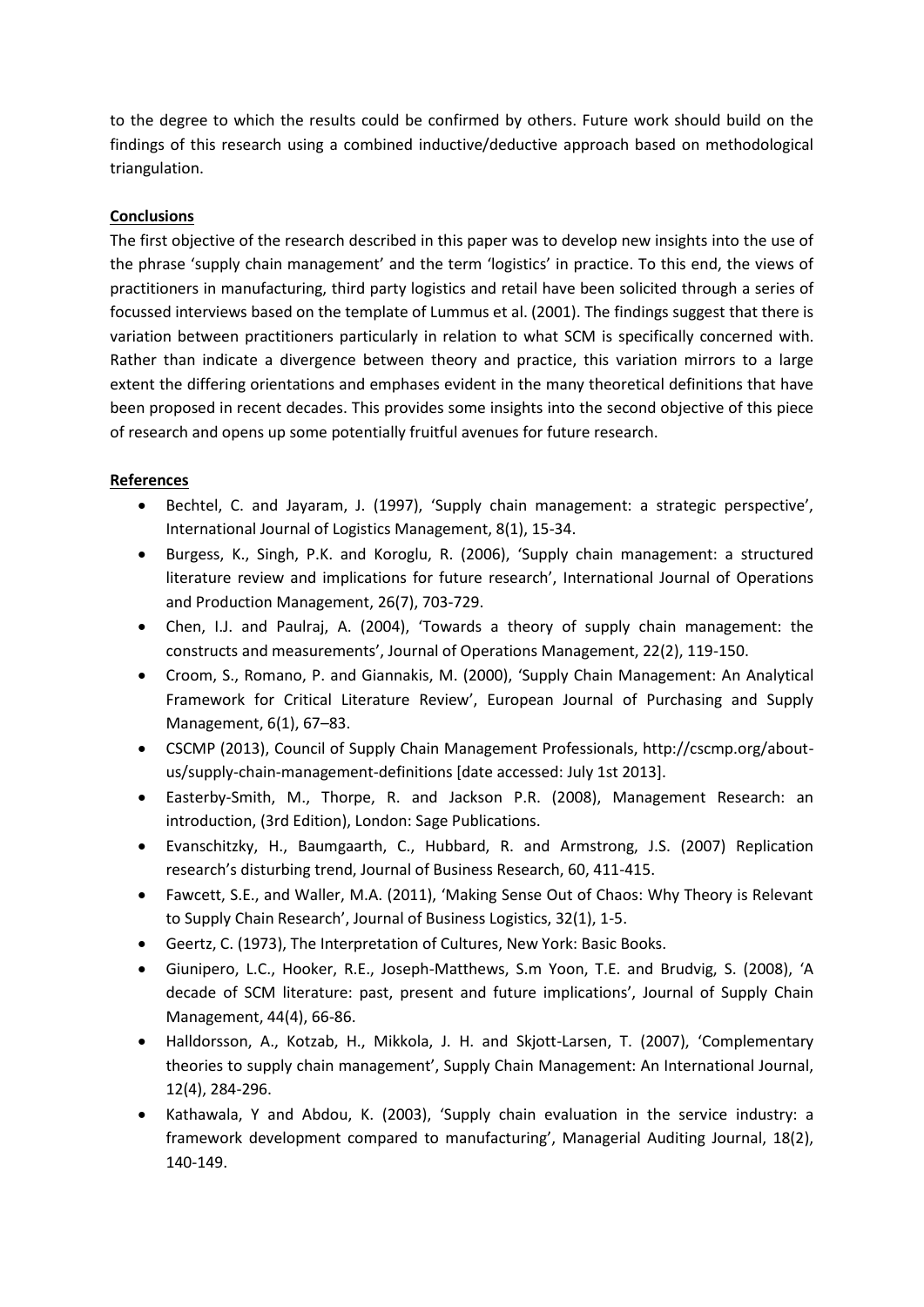to the degree to which the results could be confirmed by others. Future work should build on the findings of this research using a combined inductive/deductive approach based on methodological triangulation.

## Conclusions

The first objective of the research described in this paper was to develop new insights into the use of the phrase 'supply chain management' and the term 'logistics' in practice. To this end, the views of practitioners in manufacturing, third party logistics and retail have been solicited through a series of focussed interviews based on the template of Lummus et al. (2001). The findings suggest that there is variation between practitioners particularly in relation to what SCM is specifically concerned with. Rather than indicate a divergence between theory and practice, this variation mirrors to a large extent the differing orientations and emphases evident in the many theoretical definitions that have been proposed in recent decades. This provides some insights into the second objective of this piece of research and opens up some potentially fruitful avenues for future research.

## References

- Bechtel, C. and Jayaram, J. (1997), 'Supply chain management: a strategic perspective', International Journal of Logistics Management, 8(1), 15-34.
- Burgess, K., Singh, P.K. and Koroglu, R. (2006), 'Supply chain management: a structured literature review and implications for future research', International Journal of Operations and Production Management, 26(7), 703-729.
- Chen, I.J. and Paulraj, A. (2004), 'Towards a theory of supply chain management: the constructs and measurements', Journal of Operations Management, 22(2), 119-150.
- Croom, S., Romano, P. and Giannakis, M. (2000), 'Supply Chain Management: An Analytical Framework for Critical Literature Review', European Journal of Purchasing and Supply Management, 6(1), 67–83.
- CSCMP (2013), Council of Supply Chain Management Professionals, http://cscmp.org/about-us/supply-chain-management-definitions [date accessed: July 1st 2013].
- Easterby-Smith, M., Thorpe, R. and Jackson P.R. (2008), Management Research: an introduction, (3rd Edition), London: Sage Publications.
- Evanschitzky, H., Baumgaarth, C., Hubbard, R. and Armstrong, J.S. (2007) Replication research's disturbing trend, Journal of Business Research, 60, 411-415.
- Fawcett, S.E., and Waller, M.A. (2011), 'Making Sense Out of Chaos: Why Theory is Relevant to Supply Chain Research', Journal of Business Logistics, 32(1), 1-5.
- Geertz, C. (1973), The Interpretation of Cultures, New York: Basic Books.
- Giunipero, L.C., Hooker, R.E., Joseph-Matthews, S.m Yoon, T.E. and Brudvig, S. (2008), 'A decade of SCM literature: past, present and future implications', Journal of Supply Chain Management, 44(4), 66-86.
- Halldorsson, A., Kotzab, H., Mikkola, J. H. and Skjott-Larsen, T. (2007), 'Complementary theories to supply chain management', Supply Chain Management: An International Journal, 12(4), 284-296.
- Kathawala, Y and Abdou, K. (2003), 'Supply chain evaluation in the service industry: a framework development compared to manufacturing', Managerial Auditing Journal, 18(2), 140-149.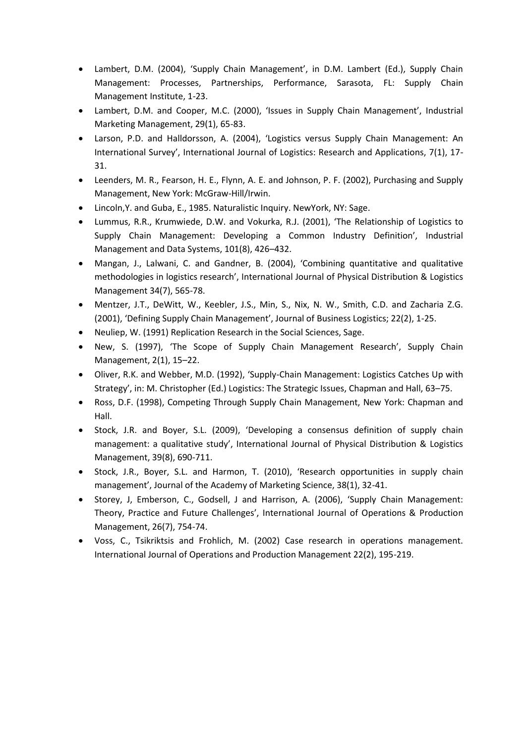- Lambert, D.M. (2004), 'Supply Chain Management', in D.M. Lambert (Ed.), Supply Chain Management: Processes, Partnerships, Performance, Sarasota, FL: Supply Chain Management Institute, 1-23.
- Lambert, D.M. and Cooper, M.C. (2000), 'Issues in Supply Chain Management', Industrial Marketing Management, 29(1), 65-83.
- Larson, P.D. and Halldorsson, A. (2004), 'Logistics versus Supply Chain Management: An International Survey', International Journal of Logistics: Research and Applications, 7(1), 17-31.
- Leenders, M. R., Fearson, H. E., Flynn, A. E. and Johnson, P. F. (2002), Purchasing and Supply Management, New York: McGraw-Hill/Irwin.
- Lincoln,Y. and Guba, E., 1985. Naturalistic Inquiry. NewYork, NY: Sage.
- Lummus, R.R., Krumwiede, D.W. and Vokurka, R.J. (2001), 'The Relationship of Logistics to Supply Chain Management: Developing a Common Industry Definition', Industrial Management and Data Systems, 101(8), 426–432.
- Mangan, J., Lalwani, C. and Gandner, B. (2004), 'Combining quantitative and qualitative methodologies in logistics research', International Journal of Physical Distribution & Logistics Management 34(7), 565-78.
- Mentzer, J.T., DeWitt, W., Keebler, J.S., Min, S., Nix, N. W., Smith, C.D. and Zacharia Z.G. (2001), 'Defining Supply Chain Management', Journal of Business Logistics; 22(2), 1-25.
- Neuliep, W. (1991) Replication Research in the Social Sciences, Sage.
- New, S. (1997), 'The Scope of Supply Chain Management Research', Supply Chain Management, 2(1), 15–22.
- Oliver, R.K. and Webber, M.D. (1992), 'Supply-Chain Management: Logistics Catches Up with Strategy', in: M. Christopher (Ed.) Logistics: The Strategic Issues, Chapman and Hall, 63–75.
- Ross, D.F. (1998), Competing Through Supply Chain Management, New York: Chapman and Hall.
- Stock, J.R. and Boyer, S.L. (2009), 'Developing a consensus definition of supply chain management: a qualitative study', International Journal of Physical Distribution & Logistics Management, 39(8), 690-711.
- Stock, J.R., Boyer, S.L. and Harmon, T. (2010), 'Research opportunities in supply chain management', Journal of the Academy of Marketing Science, 38(1), 32-41.
- Storey, J, Emberson, C., Godsell, J and Harrison, A. (2006), 'Supply Chain Management: Theory, Practice and Future Challenges', International Journal of Operations & Production Management, 26(7), 754-74.
- Voss, C., Tsikriktsis and Frohlich, M. (2002) Case research in operations management. International Journal of Operations and Production Management 22(2), 195-219.